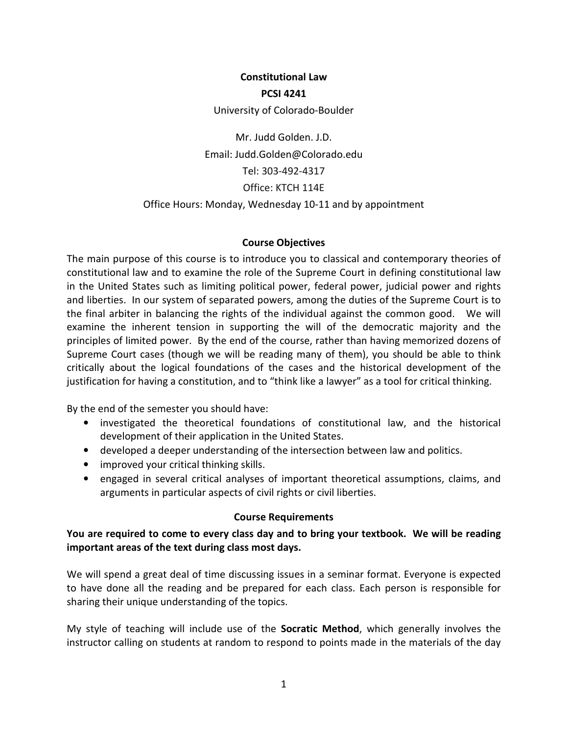# Constitutional Law

## PCSI 4241

University of Colorado-Boulder

Mr. Judd Golden. J.D.
Email: Judd.Golden@Colorado.edu
Tel: 303-492-4317
Office: KTCH 114E
Office Hours: Monday, Wednesday 10-11 and by appointment

### Course Objectives

The main purpose of this course is to introduce you to classical and contemporary theories of constitutional law and to examine the role of the Supreme Court in defining constitutional law in the United States such as limiting political power, federal power, judicial power and rights and liberties. In our system of separated powers, among the duties of the Supreme Court is to the final arbiter in balancing the rights of the individual against the common good. We will examine the inherent tension in supporting the will of the democratic majority and the principles of limited power. By the end of the course, rather than having memorized dozens of Supreme Court cases (though we will be reading many of them), you should be able to think critically about the logical foundations of the cases and the historical development of the justification for having a constitution, and to "think like a lawyer" as a tool for critical thinking.

By the end of the semester you should have:

- investigated the theoretical foundations of constitutional law, and the historical development of their application in the United States.
- developed a deeper understanding of the intersection between law and politics.
- improved your critical thinking skills.
- engaged in several critical analyses of important theoretical assumptions, claims, and arguments in particular aspects of civil rights or civil liberties.

### Course Requirements

**You are required to come to every class day and to bring your textbook. We will be reading important areas of the text during class most days.**

We will spend a great deal of time discussing issues in a seminar format. Everyone is expected to have done all the reading and be prepared for each class. Each person is responsible for sharing their unique understanding of the topics.

My style of teaching will include use of the **Socratic Method**, which generally involves the instructor calling on students at random to respond to points made in the materials of the day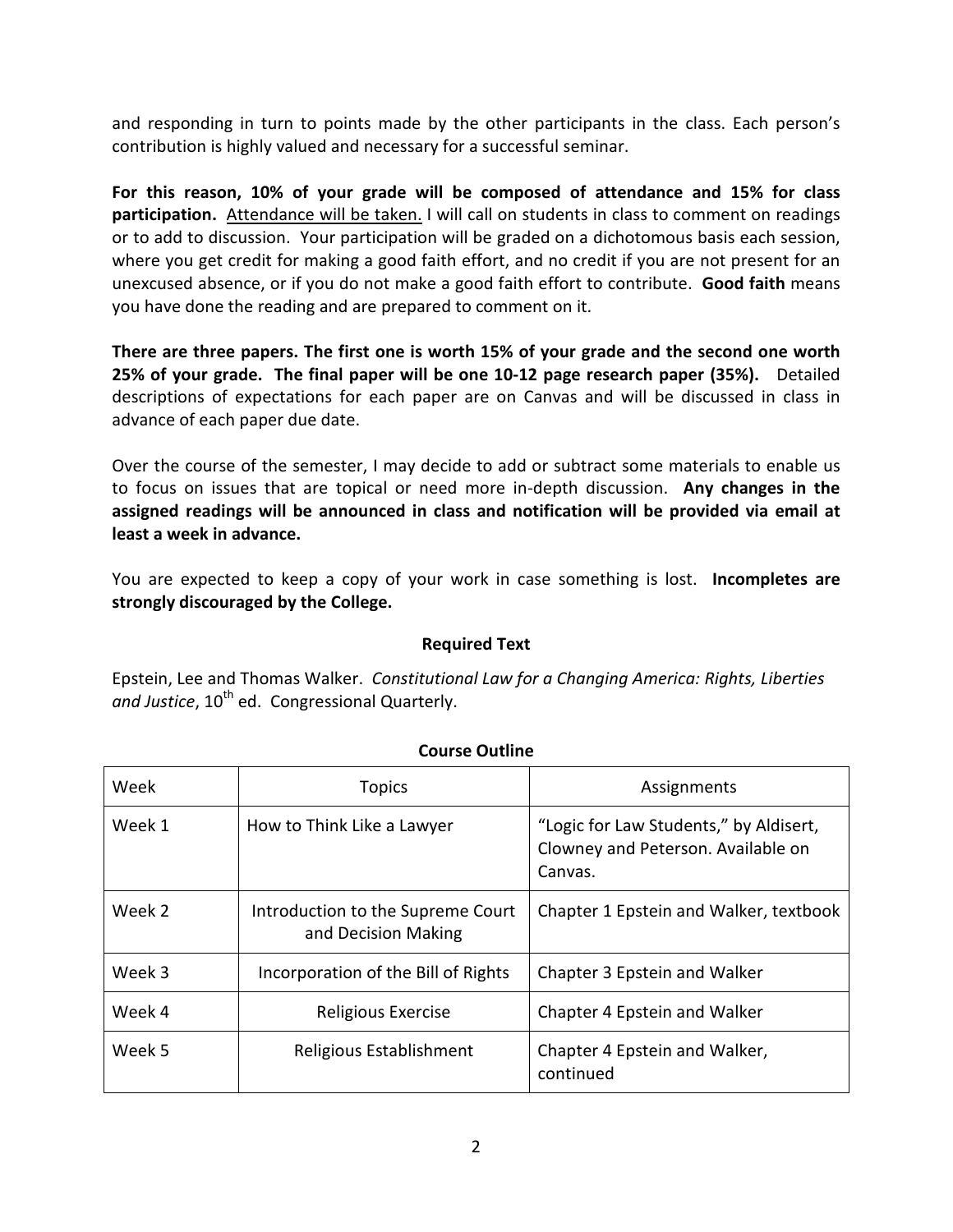and responding in turn to points made by the other participants in the class. Each person's contribution is highly valued and necessary for a successful seminar.

**For this reason, 10% of your grade will be composed of attendance and 15% for class participation.** Attendance will be taken. I will call on students in class to comment on readings or to add to discussion. Your participation will be graded on a dichotomous basis each session, where you get credit for making a good faith effort, and no credit if you are not present for an unexcused absence, or if you do not make a good faith effort to contribute. **Good faith** means you have done the reading and are prepared to comment on it.

**There are three papers. The first one is worth 15% of your grade and the second one worth 25% of your grade. The final paper will be one 10-12 page research paper (35%).** Detailed descriptions of expectations for each paper are on Canvas and will be discussed in class in advance of each paper due date.

Over the course of the semester, I may decide to add or subtract some materials to enable us to focus on issues that are topical or need more in-depth discussion. **Any changes in the assigned readings will be announced in class and notification will be provided via email at least a week in advance.**

You are expected to keep a copy of your work in case something is lost. **Incompletes are strongly discouraged by the College.**

**Required Text**

Epstein, Lee and Thomas Walker. *Constitutional Law for a Changing America: Rights, Liberties and Justice*, 10th ed. Congressional Quarterly.

**Course Outline**

| Week | Topics | Assignments |
|---|---|---|
| Week 1 | How to Think Like a Lawyer | "Logic for Law Students," by Aldisert, Clowney and Peterson. Available on Canvas. |
| Week 2 | Introduction to the Supreme Court and Decision Making | Chapter 1 Epstein and Walker, textbook |
| Week 3 | Incorporation of the Bill of Rights | Chapter 3 Epstein and Walker |
| Week 4 | Religious Exercise | Chapter 4 Epstein and Walker |
| Week 5 | Religious Establishment | Chapter 4 Epstein and Walker, continued |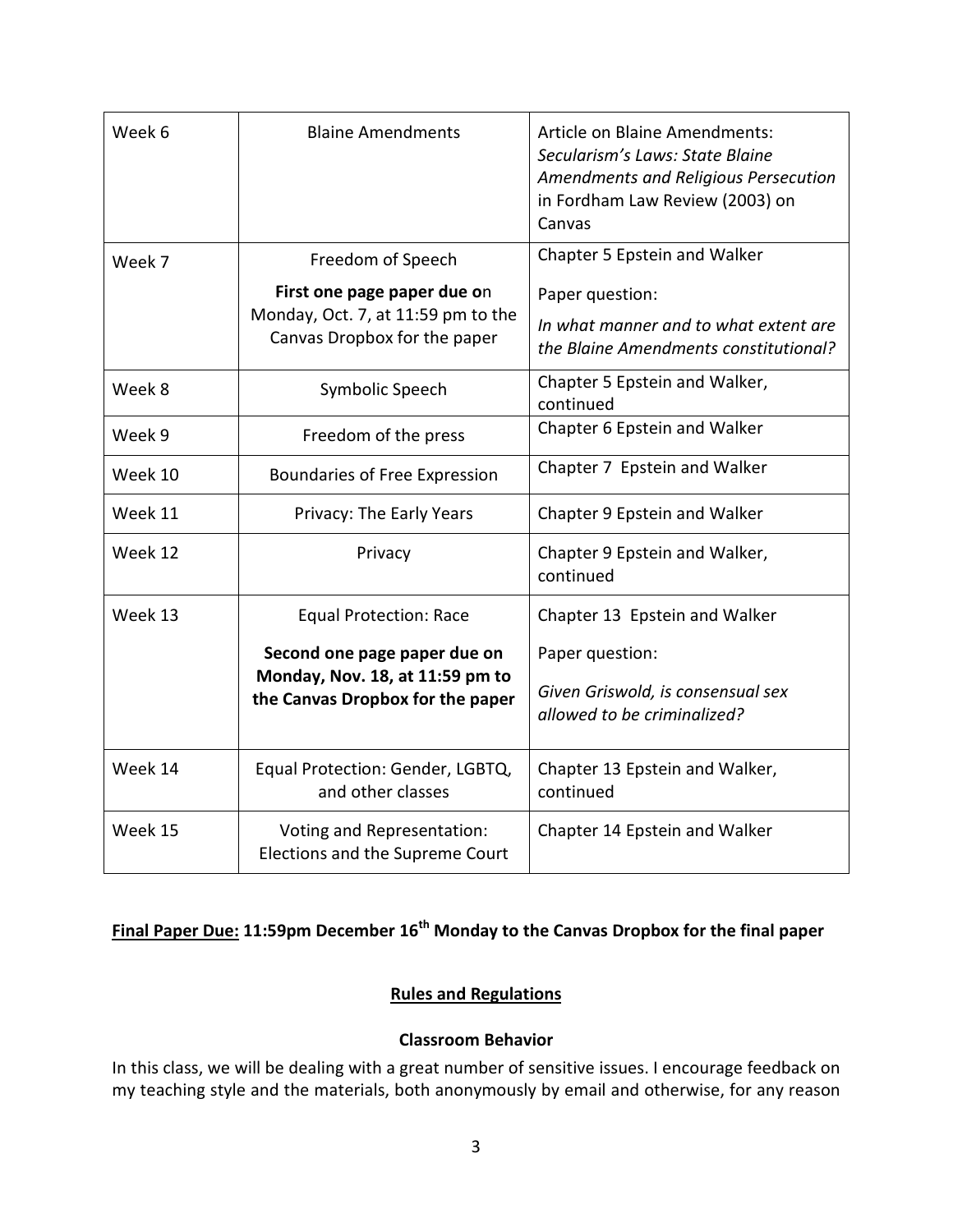| Week 6 | Blaine Amendments | Article on Blaine Amendments: *Secularism's Laws: State Blaine Amendments and Religious Persecution* in Fordham Law Review (2003) on Canvas |
|---|---|---|
| Week 7 | Freedom of Speech<br><br>**First one page paper due o**n Monday, Oct. 7, at 11:59 pm to the Canvas Dropbox for the paper | Chapter 5 Epstein and Walker<br><br>Paper question:<br><br>*In what manner and to what extent are the Blaine Amendments constitutional?* |
| Week 8 | Symbolic Speech | Chapter 5 Epstein and Walker, continued |
| Week 9 | Freedom of the press | Chapter 6 Epstein and Walker |
| Week 10 | Boundaries of Free Expression | Chapter 7 Epstein and Walker |
| Week 11 | Privacy: The Early Years | Chapter 9 Epstein and Walker |
| Week 12 | Privacy | Chapter 9 Epstein and Walker, continued |
| Week 13 | Equal Protection: Race<br><br>**Second one page paper due on Monday, Nov. 18, at 11:59 pm to the Canvas Dropbox for the paper** | Chapter 13 Epstein and Walker<br><br>Paper question:<br><br>*Given Griswold, is consensual sex allowed to be criminalized?* |
| Week 14 | Equal Protection: Gender, LGBTQ, and other classes | Chapter 13 Epstein and Walker, continued |
| Week 15 | Voting and Representation: Elections and the Supreme Court | Chapter 14 Epstein and Walker |

**Final Paper Due: 11:59pm December 16th Monday to the Canvas Dropbox for the final paper**

## Rules and Regulations

### Classroom Behavior

In this class, we will be dealing with a great number of sensitive issues. I encourage feedback on my teaching style and the materials, both anonymously by email and otherwise, for any reason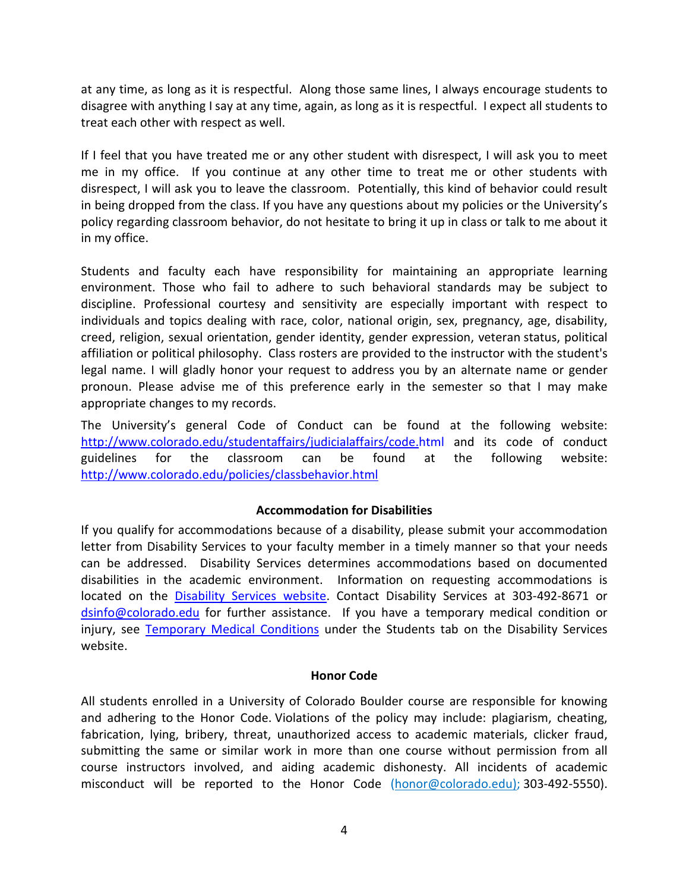at any time, as long as it is respectful. Along those same lines, I always encourage students to disagree with anything I say at any time, again, as long as it is respectful. I expect all students to treat each other with respect as well.

If I feel that you have treated me or any other student with disrespect, I will ask you to meet me in my office. If you continue at any other time to treat me or other students with disrespect, I will ask you to leave the classroom. Potentially, this kind of behavior could result in being dropped from the class. If you have any questions about my policies or the University's policy regarding classroom behavior, do not hesitate to bring it up in class or talk to me about it in my office.

Students and faculty each have responsibility for maintaining an appropriate learning environment. Those who fail to adhere to such behavioral standards may be subject to discipline. Professional courtesy and sensitivity are especially important with respect to individuals and topics dealing with race, color, national origin, sex, pregnancy, age, disability, creed, religion, sexual orientation, gender identity, gender expression, veteran status, political affiliation or political philosophy. Class rosters are provided to the instructor with the student's legal name. I will gladly honor your request to address you by an alternate name or gender pronoun. Please advise me of this preference early in the semester so that I may make appropriate changes to my records.

The University's general Code of Conduct can be found at the following website: http://www.colorado.edu/studentaffairs/judicialaffairs/code.html and its code of conduct guidelines for the classroom can be found at the following website: http://www.colorado.edu/policies/classbehavior.html

### Accommodation for Disabilities

If you qualify for accommodations because of a disability, please submit your accommodation letter from Disability Services to your faculty member in a timely manner so that your needs can be addressed. Disability Services determines accommodations based on documented disabilities in the academic environment. Information on requesting accommodations is located on the Disability Services website. Contact Disability Services at 303-492-8671 or dsinfo@colorado.edu for further assistance. If you have a temporary medical condition or injury, see Temporary Medical Conditions under the Students tab on the Disability Services website.

### Honor Code

All students enrolled in a University of Colorado Boulder course are responsible for knowing and adhering to the Honor Code. Violations of the policy may include: plagiarism, cheating, fabrication, lying, bribery, threat, unauthorized access to academic materials, clicker fraud, submitting the same or similar work in more than one course without permission from all course instructors involved, and aiding academic dishonesty. All incidents of academic misconduct will be reported to the Honor Code (honor@colorado.edu); 303-492-5550).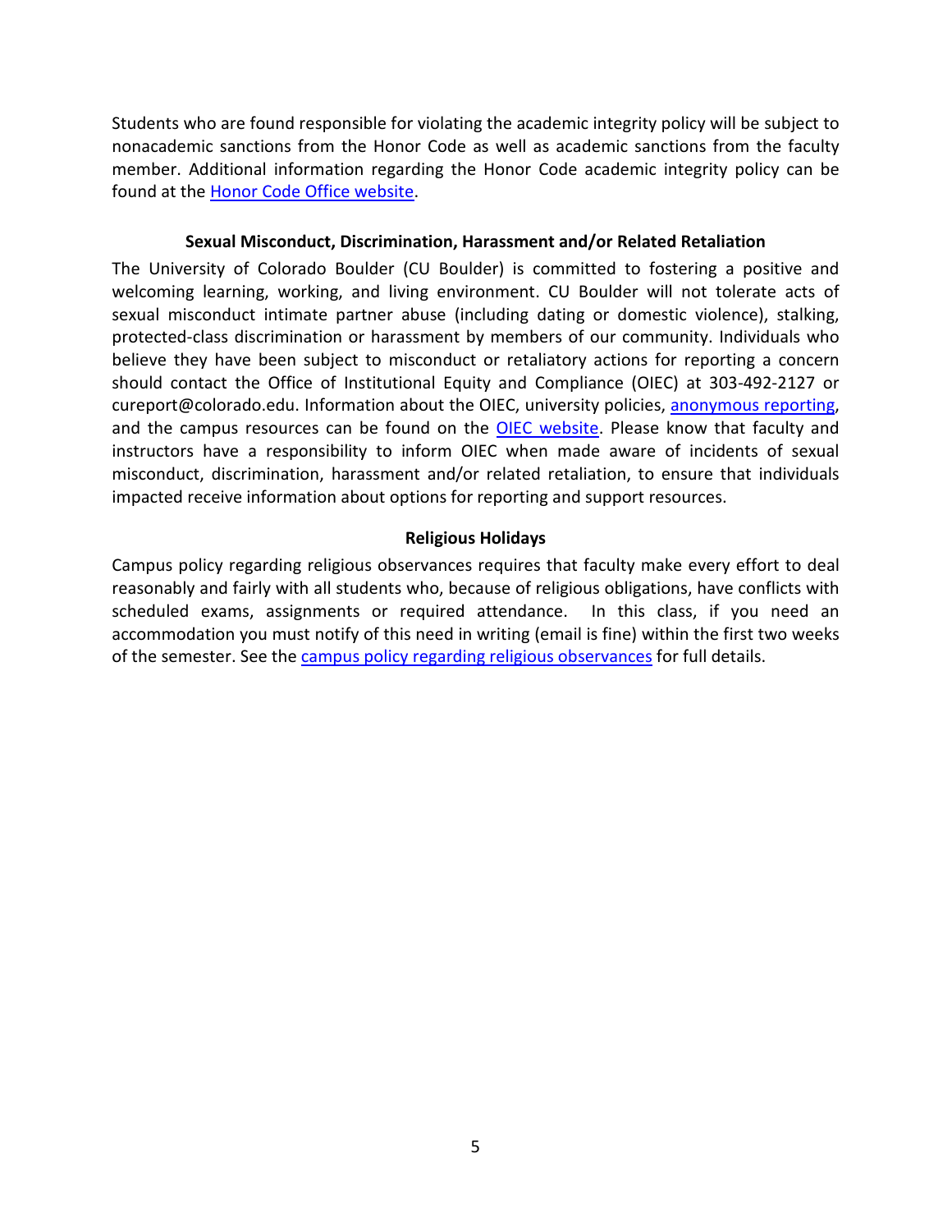Students who are found responsible for violating the academic integrity policy will be subject to nonacademic sanctions from the Honor Code as well as academic sanctions from the faculty member. Additional information regarding the Honor Code academic integrity policy can be found at the Honor Code Office website.

**Sexual Misconduct, Discrimination, Harassment and/or Related Retaliation**

The University of Colorado Boulder (CU Boulder) is committed to fostering a positive and welcoming learning, working, and living environment. CU Boulder will not tolerate acts of sexual misconduct intimate partner abuse (including dating or domestic violence), stalking, protected-class discrimination or harassment by members of our community. Individuals who believe they have been subject to misconduct or retaliatory actions for reporting a concern should contact the Office of Institutional Equity and Compliance (OIEC) at 303-492-2127 or cureport@colorado.edu. Information about the OIEC, university policies, anonymous reporting, and the campus resources can be found on the OIEC website. Please know that faculty and instructors have a responsibility to inform OIEC when made aware of incidents of sexual misconduct, discrimination, harassment and/or related retaliation, to ensure that individuals impacted receive information about options for reporting and support resources.

**Religious Holidays**

Campus policy regarding religious observances requires that faculty make every effort to deal reasonably and fairly with all students who, because of religious obligations, have conflicts with scheduled exams, assignments or required attendance. In this class, if you need an accommodation you must notify of this need in writing (email is fine) within the first two weeks of the semester. See the campus policy regarding religious observances for full details.